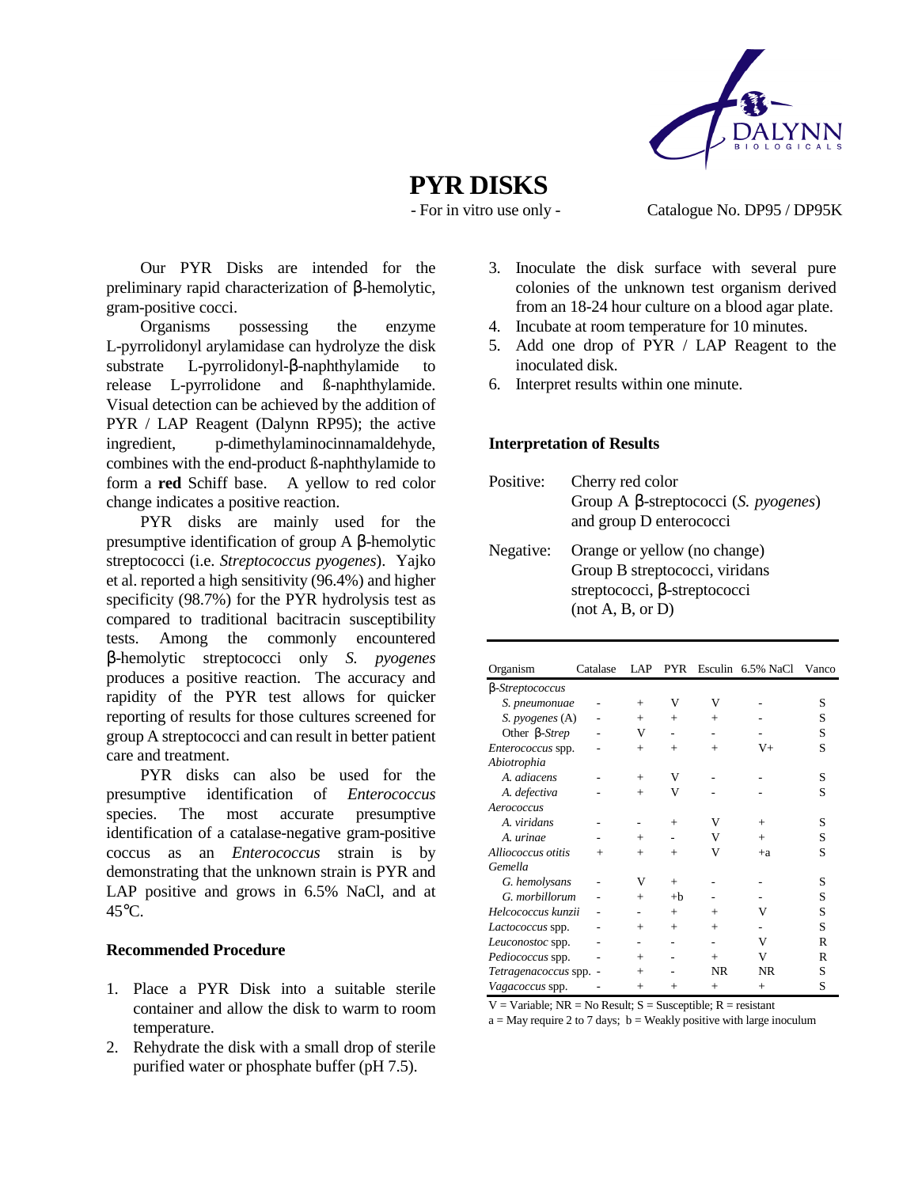# PYR DISKS

- For in vitro use only -

Catalogue No. DP95 / DP95K

Our PYR Disks are intended for the preliminary rapid characterization of β-hemolytic, gram-positive cocci.

Organisms possessing the enzyme L-pyrrolidonyl arylamidase can hydrolyze the disk substrate L-pyrrolidonyl-β-naphthylamide to release L-pyrrolidone and ß-naphthylamide. Visual detection can be achieved by the addition of PYR / LAP Reagent (Dalynn RP95); the active ingredient, p-dimethylaminocinnamaldehyde, combines with the end-product ß-naphthylamide to form a **red** Schiff base. A yellow to red color change indicates a positive reaction.

PYR disks are mainly used for the presumptive identification of group A β-hemolytic streptococci (i.e. *Streptococcus pyogenes*). Yajko et al. reported a high sensitivity (96.4%) and higher specificity (98.7%) for the PYR hydrolysis test as compared to traditional bacitracin susceptibility tests. Among the commonly encountered β-hemolytic streptococci only *S. pyogenes* produces a positive reaction. The accuracy and rapidity of the PYR test allows for quicker reporting of results for those cultures screened for group A streptococci and can result in better patient care and treatment.

PYR disks can also be used for the presumptive identification of *Enterococcus* species. The most accurate presumptive identification of a catalase-negative gram-positive coccus as an *Enterococcus* strain is by demonstrating that the unknown strain is PYR and LAP positive and grows in 6.5% NaCl, and at 45°C.

### Recommended Procedure

1. Place a PYR Disk into a suitable sterile container and allow the disk to warm to room temperature.
2. Rehydrate the disk with a small drop of sterile purified water or phosphate buffer (pH 7.5).
3. Inoculate the disk surface with several pure colonies of the unknown test organism derived from an 18-24 hour culture on a blood agar plate.
4. Incubate at room temperature for 10 minutes.
5. Add one drop of PYR / LAP Reagent to the inoculated disk.
6. Interpret results within one minute.

### Interpretation of Results

**Positive:** Cherry red color
Group A β-streptococci (*S. pyogenes*) and group D enterococci

**Negative:** Orange or yellow (no change)
Group B streptococci, viridans streptococci, β-streptococci (not A, B, or D)

| Organism | Catalase | LAP | PYR | Esculin | 6.5% NaCl | Vanco |
|---|---|---|---|---|---|---|
| β-*Streptococcus* | | | | | | |
| *S. pneumonuae* | - | + | V | V | - | S |
| *S. pyogenes* (A) | - | + | + | + | - | S |
| Other β-*Strep* | - | V | - | - | - | S |
| *Enterococcus* spp. | - | + | + | + | V+ | S |
| *Abiotrophia* | | | | | | |
| *A. adiacens* | - | + | V | - | - | S |
| *A. defectiva* | - | + | V | - | - | S |
| *Aerococcus* | | | | | | |
| *A. viridans* | - | - | + | V | + | S |
| *A. urinae* | - | + | - | V | + | S |
| *Alliococcus otitis* | + | + | + | V | +a | S |
| *Gemella* | | | | | | |
| *G. hemolysans* | - | V | + | - | - | S |
| *G. morbillorum* | - | + | +b | - | - | S |
| *Helcococcus kunzii* | - | - | + | + | V | S |
| *Lactococcus* spp. | - | + | + | + | - | S |
| *Leuconostoc* spp. | - | - | - | - | V | R |
| *Pediococcus* spp. | - | + | - | + | V | R |
| *Tetragenacoccus* spp. | - | + | - | NR | NR | S |
| *Vagacoccus* spp. | - | + | + | + | + | S |

V = Variable; NR = No Result; S = Susceptible; R = resistant

a = May require 2 to 7 days; b = Weakly positive with large inoculum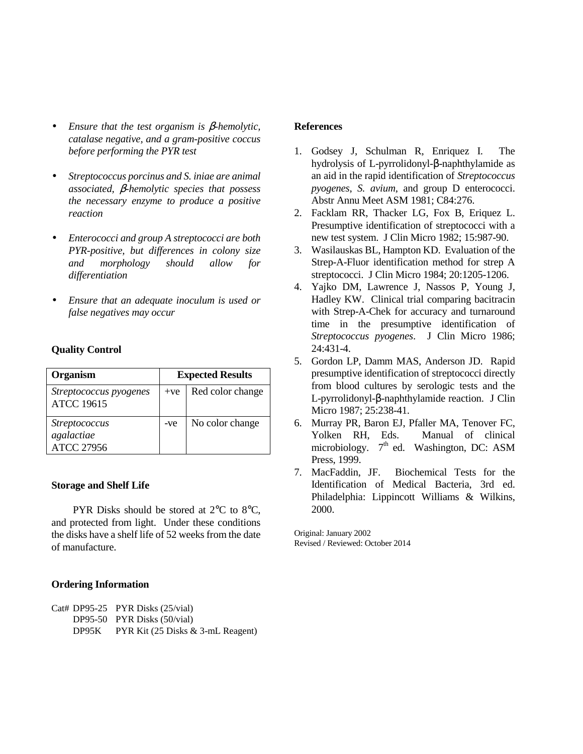- *Ensure that the test organism is β-hemolytic, catalase negative, and a gram-positive coccus before performing the PYR test*
- *Streptococcus porcinus and S. iniae are animal associated, β-hemolytic species that possess the necessary enzyme to produce a positive reaction*
- *Enterococci and group A streptococci are both PYR-positive, but differences in colony size and morphology should allow for differentiation*
- *Ensure that an adequate inoculum is used or false negatives may occur*

**Quality Control**

| Organism | Expected Results | |
|---|---|---|
| *Streptococcus pyogenes* ATCC 19615 | +ve | Red color change |
| *Streptococcus agalactiae* ATCC 27956 | -ve | No color change |

**Storage and Shelf Life**

PYR Disks should be stored at 2°C to 8°C, and protected from light. Under these conditions the disks have a shelf life of 52 weeks from the date of manufacture.

**Ordering Information**

Cat# DP95-25 PYR Disks (25/vial)
DP95-50 PYR Disks (50/vial)
DP95K PYR Kit (25 Disks & 3-mL Reagent)

**References**

1. Godsey J, Schulman R, Enriquez I. The hydrolysis of L-pyrrolidonyl-β-naphthylamide as an aid in the rapid identification of *Streptococcus pyogenes*, *S. avium*, and group D enterococci. Abstr Annu Meet ASM 1981; C84:276.
2. Facklam RR, Thacker LG, Fox B, Eriquez L. Presumptive identification of streptococci with a new test system. J Clin Micro 1982; 15:987-90.
3. Wasilauskas BL, Hampton KD. Evaluation of the Strep-A-Fluor identification method for strep A streptococci. J Clin Micro 1984; 20:1205-1206.
4. Yajko DM, Lawrence J, Nassos P, Young J, Hadley KW. Clinical trial comparing bacitracin with Strep-A-Chek for accuracy and turnaround time in the presumptive identification of *Streptococcus pyogenes*. J Clin Micro 1986; 24:431-4.
5. Gordon LP, Damm MAS, Anderson JD. Rapid presumptive identification of streptococci directly from blood cultures by serologic tests and the L-pyrrolidonyl-β-naphthylamide reaction. J Clin Micro 1987; 25:238-41.
6. Murray PR, Baron EJ, Pfaller MA, Tenover FC, Yolken RH, Eds. Manual of clinical microbiology. 7th ed. Washington, DC: ASM Press, 1999.
7. MacFaddin, JF. Biochemical Tests for the Identification of Medical Bacteria, 3rd ed. Philadelphia: Lippincott Williams & Wilkins, 2000.

Original: January 2002
Revised / Reviewed: October 2014